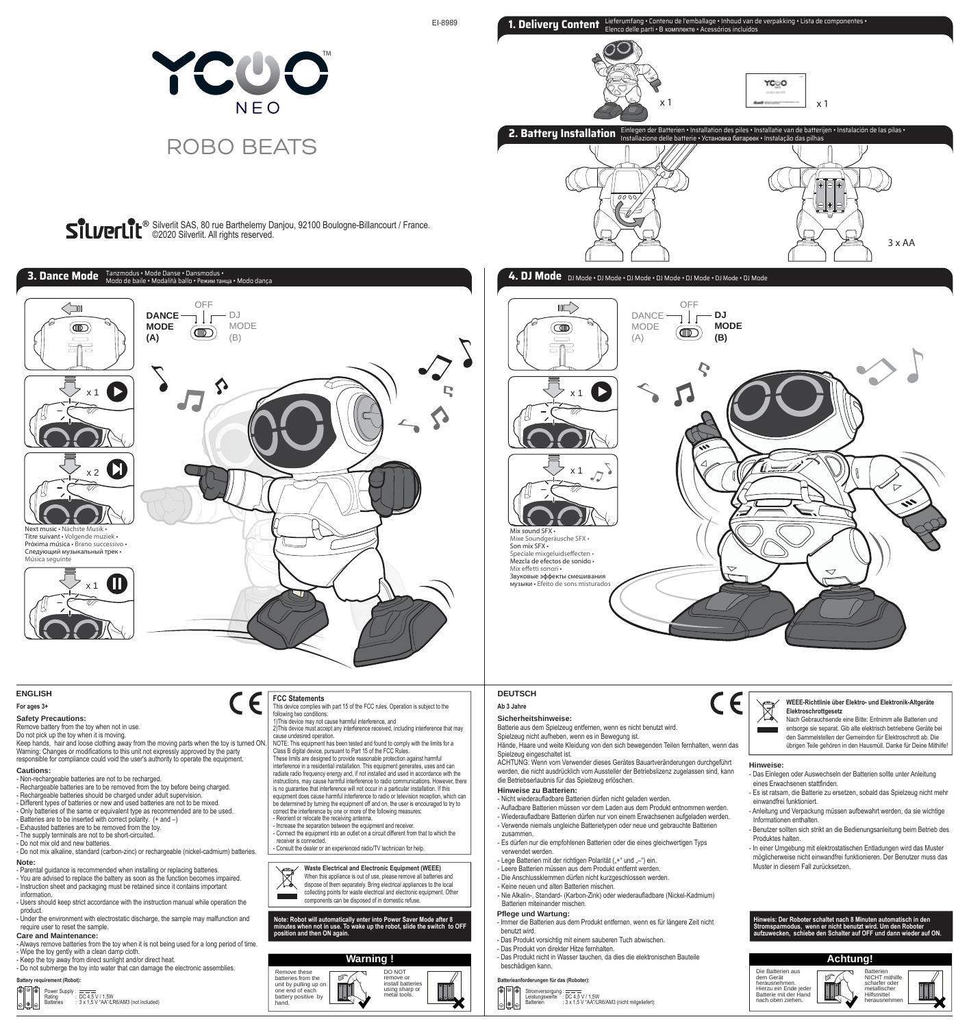EI-8989

# YCOO NEO

# ROBO BEATS

Silverlit® Silverlit SAS, 80 rue Barthelemy Danjou, 92100 Boulogne-Billancourt / France.
©2020 Silverlit. All rights reserved.

## 1. Delivery Content

Lieferumfang • Contenu de l'emballage • Inhoud van de verpakking • Lista de componentes • Elenco delle parti • В комплекте • Acessórios incluídos

x 1

x 1

## 2. Battery Installation

Einlegen der Batterien • Installation des piles • Installatie van de batterijen • Instalación de las pilas • Installazione delle batterie • Установка батареек • Instalação das pilhas

3 x AA

## 3. Dance Mode

Tanzmodus • Mode Danse • Dansmodus • Modo de baile • Modalità ballo • Режим танца • Modo dança

DANCE MODE (A) — OFF — DJ MODE (B)

x 1

x 2

Next music • Nächste Musik • Titre suivant • Volgende muziek • Próxima música • Brano successivo • Следующий музыкальный трек • Música seguinte

x 1

## 4. DJ Mode

DJ Mode • DJ Mode • DJ Mode • DJ Mode • DJ Mode • DJ Mode • DJ Mode

DANCE MODE (A) — OFF — DJ MODE (B)

x 1

x 1

Mix sound SFX • Mixe Soundgeräusche SFX • Son mix SFX • Speciale mixgeluidseffecten • Mezcla de efectos de sonido • Mix effetti sonori • Звуковые эффекты смешивания музыки • Efeito de sons misturados

## ENGLISH

**For ages 3+**

### Safety Precautions:

Remove battery from the toy when not in use.
Do not pick up the toy when it is moving.
Keep hands, hair and loose clothing away from the moving parts when the toy is turned ON.
Warning: Changes or modifications to this unit not expressly approved by the party responsible for compliance could void the user's authority to operate the equipment.

### Cautions:

- Non-rechargeable batteries are not to be recharged.
- Rechargeable batteries are to be removed from the toy before being charged.
- Rechargeable batteries should be charged under adult supervision.
- Different types of batteries or new and used batteries are not to be mixed.
- Only batteries of the same or equivalent type as recommended are to be used.
- Batteries are to be inserted with correct polarity. (+ and –)
- Exhausted batteries are to be removed from the toy.
- The supply terminals are not to be short-circuited.
- Do not mix old and new batteries.
- Do not mix alkaline, standard (carbon-zinc) or rechargeable (nickel-cadmium) batteries.

### Note:

- Parental guidance is recommended when installing or replacing batteries.
- You are advised to replace the battery as soon as the function becomes impaired.
- Instruction sheet and packaging must be retained since it contains important information.
- Users should keep strict accordance with the instruction manual while operation the product.
- Under the environment with electrostatic discharge, the sample may malfunction and require user to reset the sample.

### Care and Maintenance:

- Always remove batteries from the toy when it is not being used for a long period of time.
- Wipe the toy gently with a clean damp cloth.
- Keep the toy away from direct sunlight and/or direct heat.
- Do not submerge the toy into water that can damage the electronic assemblies.

**Battery requirement (Robot):**

Power Supply : DC 4,5 V / 1,5W
Rating
Batteries : 3 x 1,5 V "AA"/LR6/AM3 (not included)

### FCC Statements

This device complies with part 15 of the FCC rules. Operation is subject to the following two conditions:
1)This device may not cause harmful interference, and
2)This device must accept any interference received, including interference that may cause undesired operation.
NOTE: This equipment has been tested and found to comply with the limits for a Class B digital device, pursuant to Part 15 of the FCC Rules.
These limits are designed to provide reasonable protection against harmful interference in a residential installation. This equipment generates, uses and can radiate radio frequency energy and, if not installed and used in accordance with the instructions, may cause harmful interference to radio communications. However, there is no guarantee that interference will not occur in a particular installation. If this equipment does cause harmful interference to radio or television reception, which can be determined by turning the equipment off and on, the user is encouraged to try to correct the interference by one or more of the following measures:
- Reorient or relocate the receiving antenna.
- Increase the separation between the equipment and receiver.
- Connect the equipment into an outlet on a circuit different from that to which the receiver is connected.
- Consult the dealer or an experienced radio/TV technician for help.

**Waste Electrical and Electronic Equipment (WEEE)**
When this appliance is out of use, please remove all batteries and dispose of them separately. Bring electrical appliances to the local collecting points for waste electrical and electronic equipment. Other components can be disposed of in domestic refuse.

**Note: Robot will automatically enter into Power Saver Mode after 8 minutes when not in use. To wake up the robot, slide the switch to OFF position and then ON again.**

### Warning !

Remove these batteries from the unit by pulling up on one end of each battery positive by hand.

DO NOT remove or install batteries using sharp or metal tools.

## DEUTSCH

**Ab 3 Jahre**

### Sicherheitshinweise:

Batterie aus dem Spielzeug entfernen, wenn es nicht benutzt wird.
Spielzeug nicht aufheben, wenn es in Bewegung ist.
Hände, Haare und weite Kleidung von den sich bewegenden Teilen fernhalten, wenn das Spielzeug eingeschaltet ist.
ACHTUNG: Wenn vom Verwender dieses Gerätes Bauartveränderungen durchgeführt werden, die nicht ausdrücklich vom Aussteller der Betriebslizenz zugelassen sind, kann die Betriebserlaubnis für das Spielzeug erlöschen.

### Hinweise zu Batterien:

- Nicht wiederaufladbare Batterien dürfen nicht geladen werden.
- Aufladbare Batterien müssen vor dem Laden aus dem Produkt entnommen werden.
- Wiederaufladbare Batterien dürfen nur von einem Erwachsenen aufgeladen werden.
- Verwende niemals ungleiche Batterietypen oder neue und gebrauchte Batterien zusammen.
- Es dürfen nur die empfohlenen Batterien oder die eines gleichwertigen Typs verwendet werden.
- Lege Batterien mit der richtigen Polarität („+" und „–") ein.
- Leere Batterien müssen aus dem Produkt entfernt werden.
- Die Anschlussklemmen dürfen nicht kurzgeschlossen werden.
- Keine neuen und alten Batterien mischen.
- Nie Alkalin-, Standard- (Karbon-Zink) oder wiederaufladbare (Nickel-Kadmium) Batterien miteinander mischen.

### Pflege und Wartung:

- Immer die Batterien aus dem Produkt entfernen, wenn es für längere Zeit nicht benutzt wird.
- Das Produkt vorsichtig mit einem sauberen Tuch abwischen.
- Das Produkt von direkter Hitze fernhalten.
- Das Produkt nicht in Wasser tauchen, da dies die elektronischen Bauteile beschädigen kann.

**Batterieanforderungen für das (Roboter):**

Stromversorgung : DC 4,5 V / 1,5W
Leistungswerte
Batterien : 3 x 1,5 V "AA"/LR6/AM3 (nicht mitgeliefert)

**WEEE-Richtlinie über Elektro- und Elektronik-Altgeräte Elektroschrottgesetz**
Nach Gebrauchsende eine Bitte: Entnimm alle Batterien und entsorge sie separat. Gib alte elektrisch betriebene Geräte bei den Sammelstellen der Gemeinden für Elektroschrott ab. Die übrigen Teile gehören in den Hausmüll. Danke für Deine Mithilfe!

### Hinweise:

- Das Einlegen oder Auswechseln der Batterien sollte unter Anleitung eines Erwachsenen stattfinden.
- Es ist ratsam, die Batterie zu ersetzen, sobald das Spielzeug nicht mehr einwandfrei funktioniert.
- Anleitung und Verpackung müssen aufbewahrt werden, da sie wichtige Informationen enthalten.
- Benutzer sollten sich strikt an die Bedienungsanleitung beim Betrieb des Produktes halten.
- In einer Umgebung mit elektrostatischen Entladungen wird das Muster möglicherweise nicht einwandfrei funktionieren. Der Benutzer muss das Muster in diesem Fall zurücksetzen.

**Hinweis: Der Roboter schaltet nach 8 Minuten automatisch in den Stromsparmodus, wenn er nicht benutzt wird. Um den Roboter aufzuwecken, schiebe den Schalter auf OFF und dann wieder auf ON.**

### Achtung!

Die Batterien aus dem Gerät herausnehmen. Hierzu ein Ende jeder Batterie mit der Hand nach oben ziehen.

Batterien NICHT mithilfe scharfer oder metallischer Hilfsmittel herausnehmen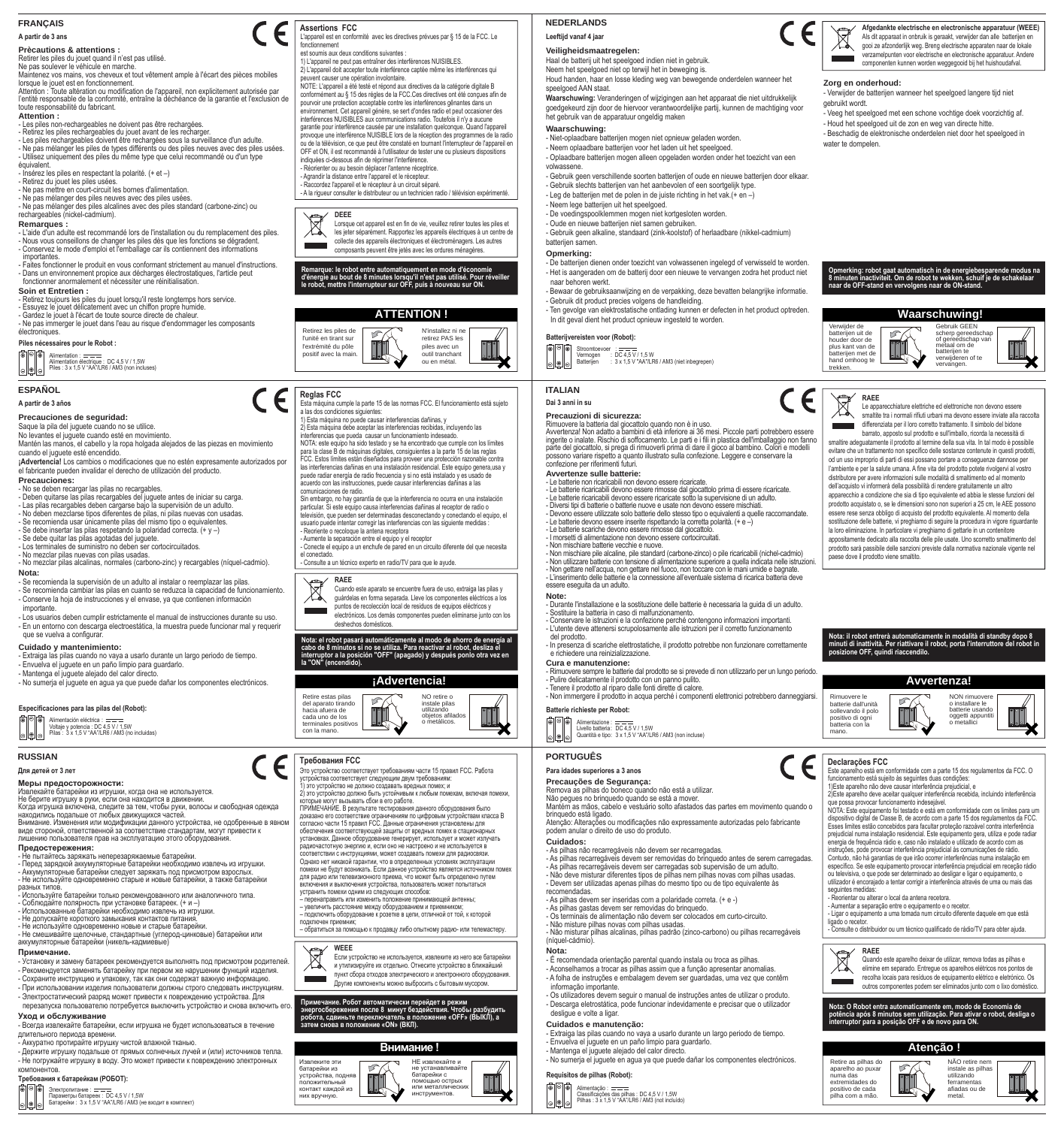## FRANÇAIS

**A partir de 3 ans**

### Prècautions & attentions :

Retirer les piles du jouet quand il n'est pas utilisé.
Ne pas soulever le véhicule en marche.
Maintenez vos mains, vos cheveux et tout vêtement ample à l'écart des pièces mobiles lorsque le jouet est en fonctionnement.
Attention : Toute altération ou modification de l'appareil, non explicitement autorisée par l'entité responsable de la conformité, entraîne la déchéance de la garantie et l'exclusion de toute responsabilité du fabricant.

### Attention :

- Les piles non-rechargeables ne doivent pas être rechargées.
- Retirez les piles rechargeables du jouet avant de les recharger.
- Les piles rechargeables doivent être rechargées sous la surveillance d'un adulte.
- Ne pas mélanger les piles de types différents ou des piles neuves avec des piles usées.
- Utilisez uniquement des piles du même type que celui recommandé ou d'un type équivalent.
- Insérez les piles en respectant la polarité. (+ et –)
- Retirez du jouet les piles usées.
- Ne pas mettre en court-circuit les bornes d'alimentation.
- Ne pas mélanger des piles neuves et des piles usées.
- Ne pas mélanger des piles alcalines avec des piles standard (carbone-zinc) ou rechargeables (nickel-cadmium).

### Remarques :

- L'aide d'un adulte est recommandé lors de l'installation ou du remplacement des piles.
- Nous vous conseillons de changer les piles dès que les fonctions se dégradent.
- Conservez le mode d'emploi et l'emballage car ils contiennent des informations importantes.
- Faites fonctionner le produit en vous conformant strictement au manuel d'instructions.
- Dans un environnement propice aux décharges électrostatiques, l'article peut fonctionner anormalement et nécessiter une réinitialisation.

### Soin et Entretien :

- Retirez toujours les piles du jouet lorsqu'il reste longtemps hors service.
- Essuyez le jouet délicatement avec un chiffon propre humide.
- Gardez le jouet à l'écart de toute source directe de chaleur.
- Ne pas immerger le jouet dans l'eau au risque d'endommager les composants électroniques.

**Piles nécessaires pour le Robot :**

Alimentation :
Alimentation électrique : DC 4,5 V / 1,5W
Piles : 3 x 1,5 V "AA"/LR6 / AM3 (non incluses)

### Assertions FCC

L'appareil est en conformité avec les directives prévues par § 15 de la FCC. Le fonctionnement est soumis aux deux conditions suivantes :
1) L'appareil ne peut pas entraîner des interférences NUISIBLES.
2) L'appareil doit accepter toute interférence captée même les interférences qui peuvent causer une opération involontaire.
NOTE: L'appareil a été testé et répond aux directives de la catégorie digitale B conformément au § 15 des règles de la FCC.Ces directives ont été conçues afin de pourvoir une protection acceptable contre les interférences gênantes dans un environnement. Cet appareil génère, se sert d'ondes radio et peut occasioner des interférences NUISIBLES aux communications radio. Toutefois il n'y a aucune garantie pour interférence causée par une installation quelconque. Quand l'appareil provoque une interférence NUISIBLE lors de la réception des programmes de la radio ou de la télévision, ce que peut être constaté en tournant l'Interrupteur de l'appareil en OFF et ON, il est recommandé à l'utilisateur de tester une ou plusieurs dispositions indiquées ci-dessous afin de réprimer l'interférence.
- Réorienter ou au besoin déplacer l'antenne réceptrice.
- Agrandir la distance entre l'appareil et le récepteur.
- Raccordez l'appareil et le récepteur à un circuit séparé.
- A la rigueur consulter le distributeur ou un technicien radio / télévision expérimenté.

**DEEE**

Lorsque cet appareil est en fin de vie, veuillez retirer toutes les piles et les jeter séparément. Rapportez les appareils électriques à un centre de collecte des appareils électroniques et électroménagers. Les autres composants peuvent être jetés avec les ordures ménagères.

**Remarque: le robot entre automatiquement en mode d'économie d'énergie au bout de 8 minutes lorsqu'il n'est pas utilisé. Pour réveiller le robot, mettre l'interrupteur sur OFF, puis à nouveau sur ON.**

### ATTENTION !

Retirez les piles de l'unité en tirant sur l'extrémité du pôle positif avec la main.

N'installez ni ne retirez PAS les piles avec un outil tranchant ou en métal.

## NEDERLANDS

**Leeftijd vanaf 4 jaar**

### Veiligheidsmaatregelen:

Haal de batterij uit het speelgoed indien niet in gebruik.
Neem het speelgoed niet op terwijl het in beweging is.
Houd handen, haar en losse kleding weg van bewegende onderdelen wanneer het speelgoed AAN staat.
**Waarschuwing:** Veranderingen of wijzigingen aan het apparaat die niet uitdrukkelijk goedgekeurd zijn door de hiervoor verantwoordelijke partij, kunnen de machtiging voor het gebruik van de apparatuur ongeldig maken

### Waarschuwing:

- Niet-oplaadbare batterijen mogen niet opnieuw geladen worden.
- Neem oplaadbare batterijen voor het laden uit het speelgoed.
- Oplaadbare batterijen mogen alleen opgeladen worden onder het toezicht van een volwassene.
- Gebruik geen verschillende soorten batterijen of oude en nieuwe batterijen door elkaar.
- Gebruik slechts batterijen van het aanbevolen of een soortgelijk type.
- Leg de batterijen met de polen in de juiste richting in het vak.(+ en –)
- Neem lege batterijen uit het speelgoed.
- De voedingspoolklemmen mogen niet kortgesloten worden.
- Oude en nieuwe batterijen niet samen gebruiken.
- Gebruik geen alkaline, standaard (zink-koolstof) of herlaadbare (nikkel-cadmium) batterijen samen.

### Opmerking:

- De batterijen dienen onder toezicht van volwassenen ingelegd of verwisseld te worden.
- Het is aangeraden om de batterij door een nieuwe te vervangen zodra het product niet naar behoren werkt.
- Bewaar de gebruiksaanwijzing en de verpakking, deze bevatten belangrijke informatie.
- Gebruik dit product precies volgens de handleiding.
- Ten gevolge van elektrostatische ontlading kunnen er defecten in het product optreden. In dit geval dient het product opnieuw ingesteld te worden.

**Batterijvereisten voor (Robot):**

Stroomtoevoer :
Vermogen : DC 4,5 V / 1,5 W
Batterijen : 3 x 1,5 V "AA"/LR6 / AM3 (niet inbegrepen)

**Afgedankte elektrische en elektronische apparatuur (WEEE)**

Als dit apparaat in onbruik is geraakt, verwijder dan alle batterijen en gooi ze afzonderlijk weg. Breng electrische apparaten naar de lokale verzamelpunten voor electrische en electronische apparatuur. Andere componenten kunnen worden weggegooid bij het huishoudafval.

### Zorg en onderhoud:

- Verwijder de batterijen wanneer het speelgoed langere tijd niet gebruikt wordt.
- Veeg het speelgoed met een schone vochtige doek voorzichtig af.
- Houd het speelgoed uit de zon en weg van directe hitte.
- Beschadig de elektronische onderdelen niet door het speelgoed in water te dompelen.

**Opmerking: robot gaat automatisch in de energiebesparende modus na 8 minuten inactiviteit. Om de robot te wekken, schuif je de schakelaar naar de OFF-stand en vervolgens naar de ON-stand.**

### Waarschuwing!

Verwijder de batterijen uit de houder door de plus kant van de batterijen met de hand omhoog te trekken.

Gebruik GEEN scherp gereedschap of gereedschap van metaal om de batterijen te verwijderen of te vervangen.

## ESPAÑOL

**A partir de 3 años**

### Precauciones de seguridad:

Saque la pila del juguete cuando no se utilice.
No levantes el juguete cuando esté en movimiento.
Mantén las manos, el cabello y la ropa holgada alejados de las piezas en movimiento cuando el juguete esté encendido.
¡**Advertencia!** Los cambios o modificaciones que no estén expresamente autorizados por el fabricante pueden invalidar el derecho de utilización del producto.

### Precauciones:

- No se deben recargar las pilas no recargables.
- Deben quitarse las pilas recargables del juguete antes de iniciar su carga.
- Las pilas recargables deben cargarse bajo la supervisión de un adulto.
- No deben mezclarse tipos diferentes de pilas, ni pilas nuevas con usadas.
- Se recomienda usar únicamente pilas del mismo tipo o equivalentes.
- Se debe insertar las pilas respetando la polaridad correcta. (+ y –)
- Se debe quitar las pilas agotadas del juguete.
- Los terminales de suministro no deben ser cortocircuitados.
- No mezclar pilas nuevas con pilas usadas.
- No mezclar pilas alcalinas, normales (carbono-zinc) y recargables (níquel-cadmio).

### Nota:

- Se recomienda la supervisión de un adulto al instalar o reemplazar las pilas.
- Se recomienda cambiar las pilas en cuanto se reduzca la capacidad de funcionamiento.
- Conserve la hoja de instrucciones y el envase, ya que contienen información importante.
- Los usuarios deben cumplir estrictamente el manual de instrucciones durante su uso.
- En un entorno con descarga electroestática, la muestra puede funcionar mal y requerir que se vuelva a configurar.

### Cuidado y mantenimiento:

- Extraiga las pilas cuando no vaya a usarlo durante un largo periodo de tiempo.
- Envuelva el juguete en un paño limpio para guardarlo.
- Mantenga el juguete alejado del calor directo.
- No sumerja el juguete en agua ya que puede dañar los componentes electrónicos.

**Especificaciones para las pilas del (Robot):**

Alimentación eléctrica :
Voltaje y potencia : DC 4,5 V / 1,5W
Pilas : 3 x 1,5 V "AA"/LR6 / AM3 (no incluidas)

### Reglas FCC

Esta máquina cumple la parte 15 de las normas FCC. El funcionamiento está sujeto a las dos condiciones siguientes:
1) Esta máquina no puede causar interferencias dañinas, y
2) Esta máquina debe aceptar las interferencias recibidas, incluyendo las interferencias que pueda causar un funcionamiento indeseado.
NOTA: este equipo ha sido testado y se ha encontrado que cumple con los límites para la clase B de máquinas digitales, consiguientes a la parte 15 de las reglas FCC. Estos límites están diseñados para proveer una protección razonable contra las interferencias dañinas en una instalación residencial. Este equipo genera,usa y puede radiar energía de radio frecuencia y si no está instalado y es usado de acuerdo con las instrucciones, puede causar interferencias dañinas a las comunicaciones de radio.
Sin embargo, no hay garantía de que la interferencia no ocurra en una instalación particular. Si este equipo causa interferencias dañinas al receptor de radio o televisión, que pueden ser determinadas desconectando y conectando el equipo, el usuario puede intentar corregir las interferencias con las siguiente medidas :
- Reoriente o recoloque la antena receptora
- Aumente la separación entre el equipo y el receptor
- Conecte el equipo a un enchufe de pared en un circuito diferente del que necesita el conectado.
- Consulte a un técnico experto en radio/TV para que le ayude.

**RAEE**

Cuando este aparato se encuentre fuera de uso, extraiga las pilas y guárdelas en forma separada. Lleve los componentes eléctricos a los puntos de recolección local de residuos de equipos eléctricos y electrónicos. Los demás componentes pueden eliminarse junto con los deshechos domésticos.

**Nota: el robot pasará automáticamente al modo de ahorro de energía al cabo de 8 minutos si no se utiliza. Para reactivar al robot, deslice el interruptor a la posición "OFF" (apagado) y después ponlo otra vez en la "ON" (encendido).**

### ¡Advertencia!

Retire estas pilas del aparato tirando hacia afuera de cada uno de los terminales positivos con la mano.

NO retire o instale pilas utilizando objetos afilados o metálicos.

## ITALIAN

**Dai 3 anni in su**

### Precauzioni di sicurezza:

Rimuovere la batteria dal giocattolo quando non è in uso.
Avvertenza! Non adatto a bambini di età inferiore ai 36 mesi. Piccole parti potrebbero essere ingerite o inalate. Rischio di soffocamento. Le parti e i fili in plastica dell'imballaggio non fanno parte del giocattolo, si prega di rimuoverli prima di dare il gioco al bambino. Colori e modelli possono variare rispetto a quanto illustrato sulla confezione. Leggere e conservare la confezione per riferimenti futuri.

### Avvertenze sulle batterie:

- Le batterie non ricaricabili non devono essere ricaricate.
- Le batterie ricaricabili devono essere rimosse dal giocattolo prima di essere ricaricate.
- Le batterie ricaricabili devono essere ricaricate sotto la supervisione di un adulto.
- Diversi tipi di batterie o batterie nuove e usate non devono essere mischiati.
- Devono essere utilizzate solo batterie dello stesso tipo o equivalenti a quelle raccomandate.
- Le batterie devono essere inserite rispettando la corretta polarità. (+ e –)
- Le batterie scariche devono essere rimosse dal giocattolo.
- I morsetti di alimentazione non devono essere cortocircuitati.
- Non mischiare batterie vecchie e nuove.
- Non mischiare pile alcaline, pile standard (carbone-zinco) o pile ricaricabili (nichel-cadmio)
- Non utilizzare batterie con tensione di alimentazione superiore a quella indicata nelle istruzioni.
- Non gettare nell'acqua, non gettare nel fuoco, non toccare con le mani umide e bagnate.
- L'inserimento delle batterie e la connessione all'eventuale sistema di ricarica batteria deve essere eseguita da un adulto.

### Note:

- Durante l'installazione e la sostituzione delle batterie è necessaria la guida di un adulto.
- Sostituire la batteria in caso di malfunzionamento.
- Conservare le istruzioni e la confezione perché contengono informazioni importanti.
- L'utente deve attenersi scrupolosamente alle istruzioni per il corretto funzionamento del prodotto.
- In presenza di scariche elettrostatiche, il prodotto potrebbe non funzionare correttamente e richiedere una reinizializzazione.

### Cura e manutenzione:

- Rimuovere sempre le batterie dal prodotto se si prevede di non utilizzarlo per un lungo periodo.
- Pulire delicatamente il prodotto con un panno pulito.
- Tenere il prodotto al riparo dalle fonti dirette di calore.
- Non immergere il prodotto in acqua perché i componenti elettronici potrebbero danneggiarsi.

**Batterie richieste per Robot:**

Alimentazione :
Livello batteria : DC 4,5 V / 1,5W
Quantità e tipo: 3 x 1,5 V "AA"/LR6 / AM3 (non incluse)

**RAEE**

Le apparecchiature elettriche ed elettroniche non devono essere smaltite tra i normali rifiuti urbani ma devono essere inviate alla raccolta differenziata per il loro corretto trattamento. Il simbolo del bidone barrato, apposto sul prodotto e sull'imballo, ricorda la necessità di smaltire adeguatamente il prodotto al termine della sua vita. In tal modo è possibile evitare che un trattamento non specifico delle sostanze contenute in questi prodotti, od un uso improprio di parti di essi possano portare a conseguenze dannose per l'ambiente e per la salute umana. A fine vita del prodotto potete rivolgervi al vostro distributore per avere informazioni sulle modalità di smaltimento ed al momento dell'acquisto vi informerà della possibilità di rendere gratuitamente un altro apparecchio a condizione che sia di tipo equivalente ed abbia le stesse funzioni del prodotto acquistato o, se le dimensioni sono non superiori a 25 cm, le AEE possono essere rese senza obbligo di acquisto del prodotto equivalente. Al momento della sostituzione delle batterie, vi preghiamo di seguire la procedura in vigore riguardante la loro eliminazione. In particolare vi preghiamo di gettarle in un contenitore appositamente dedicato alla raccolta delle pile usate. Uno scorretto smaltimento del prodotto sarà passibile delle sanzioni previste dalla normativa nazionale vigente nel paese dove il prodotto viene smaltito.

**Nota: il robot entrerà automaticamente in modalità di standby dopo 8 minuti di inattività. Per riattivare il robot, porta l'interruttore del robot in posizione OFF, quindi riaccendilo.**

### Avvertenza!

Rimuovere le batterie dall'unità sollevando il polo positivo di ogni batteria con la mano.

NON rimuovere o installare le batterie usando oggetti appuntiti o metallici

## RUSSIAN

**Для детей от 3 лет**

### Меры предосторожности:

Извлекайте батарейки из игрушки, когда она не используется.
Не берите игрушку в руки, если она находится в движении.
Когда игрушка включена, следите за тем, чтобы руки, волосы и свободная одежда находились подальше от любых движущихся частей.
Внимание. Изменения или модификации данного устройства, не одобренные в явном виде стороной, ответственной за соответствие стандартам, могут привести к лишению пользователя прав на эксплуатацию этого оборудования.

### Предостережения:

- Не пытайтесь заряжать неперезаряжаемые батарейки.
- Перед зарядкой аккумуляторные батарейки необходимо извлечь из игрушки.
- Аккумуляторные батарейки следует заряжать под присмотром взрослых.
- Не используйте одновременно старые и новые батарейки, а также батарейки разных типов.
- Используйте батарейки только рекомендованного или аналогичного типа.
- Соблюдайте полярность при установке батареек. (+ и –)
- Использованные батарейки необходимо извлечь из игрушки.
- Не допускайте короткого замыкания контактов питания.
- Не используйте одновременно новые и старые батарейки.
- Не смешивайте щелочные, стандартные (углерод-цинковые) батарейки или аккумуляторные батарейки (никель-кадмиевые)

### Примечание.

- Установку и замену батареек рекомендуется выполнять под присмотром родителей.
- Рекомендуется заменять батарейку при первом же нарушении функций изделия.
- Сохраните инструкцию и упаковку, так как они содержат важную информацию.
- При использовании изделия пользователи должны строго следовать инструкциям.
- Электростатический разряд может привести к повреждению устройства. Для перезапуска пользователю потребуется выключить устройство и снова включить его.

### Уход и обслуживание

- Всегда извлекайте батарейки, если игрушка не будет использоваться в течение длительного времени.
- Аккуратно протирайте игрушку чистой влажной тканью.
- Держите игрушку подальше от прямых солнечных лучей и (или) источников тепла.
- Не погружайте игрушку в воду. Это может привести к повреждению электронных компонентов.

**Требования к батарейкам (РОБОТ):**

Электропитание :
Параметры батареек : DC 4,5 V / 1,5W
Батарейки : 3 x 1,5 V "AA"/LR6 / AM3 (не входит в комплект)

### Требования FCC

Это устройство соответствует требованиям части 15 правил FCC. Работа устройства соответствует следующим двум требованиям:
1) это устройство не должно создавать вредных помех; и
2) это устройство должно быть устойчивым к любым помехам, включая помехи, которые могут вызывать сбои в его работе.
ПРИМЕЧАНИЕ. В результате тестирования данного оборудования было доказано его соответствие ограничениям по цифровым устройствам класса B согласно части 15 правил FCC. Данные ограничения установлены для обеспечения соответствующей защиты от вредных помех в стационарных установках. Данное оборудование генерирует, использует и может излучать радиочастотную энергию и, если оно не настроено и не используется в соответствии с инструкциями, может создавать помехи для радиосвязи. Однако нет никакой гарантии, что в определенных условиях эксплуатации помехи не будут возникать. Если данное устройство является источником помех для радио или телевизионного приема, что может быть определено путем включения и выключения устройства, пользователь может попытаться устранить помехи одним из следующих способов:
– перенаправить или изменить положение принимающей антенны;
– увеличить расстояние между оборудованием и приемником;
– подключить оборудование к розетке в цепи, отличной от той, к которой подключен приемник;
– обратиться за помощью к продавцу либо опытному радио- или телемастеру.

**WEEE**

Если устройство не используется, извлеките из него все батарейки и утилизируйте их отдельно. Отнесите устройство в ближайший пункт сбора отходов электрического и электронного оборудования. Другие компоненты можно выбросить с бытовым мусором.

**Примечание. Робот автоматически перейдет в режим энергосбережения после 8 минут бездействия. Чтобы разбудить робота, сдвиньте переключатель в положение «OFF» (ВЫКЛ), а затем снова в положение «ON» (ВКЛ).**

### Внимание !

Извлеките эти батарейки из устройства, подняв положительный контакт каждой из них вручную.

НЕ извлекайте и не устанавливайте батарейки с помощью острых или металлических инструментов.

## PORTUGUÊS

**Para idades superiores a 3 anos**

### Precauções de Segurança:

Remova as pilhas do boneco quando não está a utilizar.
Não pegues no brinquedo quando se está a mover.
Mantém as mãos, cabelo e vestuário solto afastados das partes em movimento quando o brinquedo está ligado.
Atenção: Alterações ou modificações não expressamente autorizadas pelo fabricante podem anular o direito de uso do produto.

### Cuidados:

- As pilhas não recarregáveis não devem ser recarregadas.
- As pilhas recarregáveis devem ser removidas do brinquedo antes de serem carregadas.
- As pilhas recarregáveis devem ser carregadas sob supervisão de um adulto.
- Não deve misturar diferentes tipos de pilhas nem pilhas novas com pilhas usadas.
- Devem ser utilizadas apenas pilhas do mesmo tipo ou de tipo equivalente às recomendadas.
- As pilhas devem ser inseridas com a polaridade correta. (+ e -)
- As pilhas gastas devem ser removidas do brinquedo.
- Os terminais de alimentação não devem ser colocados em curto-circuito.
- Não misture pilhas novas com pilhas usadas.
- Não misturar pilhas alcalinas, pilhas padrão (zinco-carbono) ou pilhas recarregáveis (níquel-cádmio).

### Nota:

- É recomendada orientação parental quando instala ou troca as pilhas.
- Aconselhamos a trocar as pilhas assim que a função apresentar anomalias.
- A folha de instruções e embalagem devem ser guardadas, uma vez que contêm informação importante.
- Os utilizadores devem seguir o manual de instruções antes de utilizar o produto.
- Descarga eletrostática, pode funcionar indevidamente e precisar que o utilizador desligue e volte a ligar.

### Cuidados e manutenção:

- Extraiga las pilas cuando no vaya a usarlo durante un largo periodo de tiempo.
- Envuelva el juguete en un paño limpio para guardarlo.
- Mantenga el juguete alejado del calor directo.
- No sumerja el juguete en agua ya que puede dañar los componentes electrónicos.

**Requisitos de pilhas (Robot):**

Alimentação :
Classificações das pilhas : DC 4,5 V / 1,5W
Pilhas : 3 x 1,5 V "AA"/LR6 / AM3 (not incluído)

### Declarações FCC

Este aparelho está em conformidade com a parte 15 dos regulamentos da FCC. O funcionamento está sujeito às seguintes duas condições:
1)Este aparelho não deve causar interferência prejudicial, e
2)Este aparelho deve aceitar qualquer interferência recebida, incluindo interferência que possa provocar funcionamento indesejável.
NOTA: Este equipamento foi testado e está em conformidade com os limites para um dispositivo digital de Classe B, de acordo com a parte 15 dos regulamentos da FCC. Esses limites estão concebidos para facultar proteção razoável contra interferência prejudicial numa instalação residencial. Este equipamento gera, utiliza e pode radiar energia de frequência rádio e, caso não instalado e utilizado de acordo com as instruções, pode provocar interferência prejudicial às comunicações de rádio. Contudo, não há garantias de que irão ocorrer interferências numa instalação em específico. Se este equipamento provocar interferência prejudicial em receção rádio ou televisiva, o que pode ser determinado ao desligar e ligar o equipamento, o utilizador é encorajado a tentar corrigir a interferência através de uma ou mais das seguintes medidas:
- Reorientar ou alterar o local da antena recetora.
- Aumentar a separação entre o equipamento e o recetor.
- Ligar o equipamento a uma tomada num circuito diferente daquele em que está ligado o recetor.
- Consulte o distribuidor ou um técnico qualificado de rádio/TV para obter ajuda.

**RAEE**

Quando este aparelho deixar de utilizar, remova todas as pilhas e elimine em separado. Entregue os aparelhos elétricos nos pontos de recolha locais para resíduos de equipamento elétrico e eletrónico. Os outros componentes podem ser eliminados junto com o lixo doméstico.

**Nota: O Robot entra automaticamente em, modo de Economia de potência após 8 minutos sem utilização. Para ativar o robot, desliga o interruptor para a posição OFF e de novo para ON.**

### Atenção !

Retire as pilhas do aparelho ao puxar numa das extremidades do positivo de cada pilha com a mão.

NÃO retire nem instale as pilhas utilizando ferramentas afiadas ou de metal.